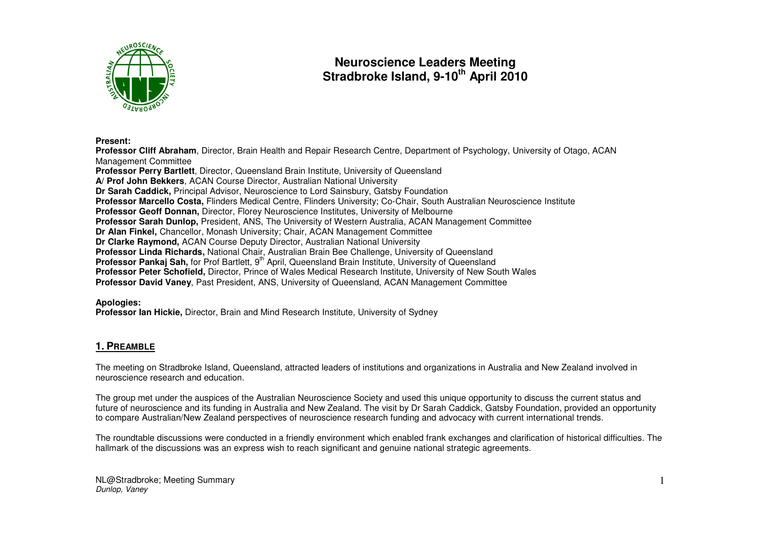# Neuroscience Leaders Meeting
# Stradbroke Island, 9-10th April 2010

**Present:**

**Professor Cliff Abraham**, Director, Brain Health and Repair Research Centre, Department of Psychology, University of Otago, ACAN Management Committee
**Professor Perry Bartlett**, Director, Queensland Brain Institute, University of Queensland
**A/ Prof John Bekkers**, ACAN Course Director, Australian National University
**Dr Sarah Caddick,** Principal Advisor, Neuroscience to Lord Sainsbury, Gatsby Foundation
**Professor Marcello Costa,** Flinders Medical Centre, Flinders University; Co-Chair, South Australian Neuroscience Institute
**Professor Geoff Donnan,** Director, Florey Neuroscience Institutes, University of Melbourne
**Professor Sarah Dunlop,** President, ANS, The University of Western Australia, ACAN Management Committee
**Dr Alan Finkel,** Chancellor, Monash University; Chair, ACAN Management Committee
**Dr Clarke Raymond,** ACAN Course Deputy Director, Australian National University
**Professor Linda Richards,** National Chair, Australian Brain Bee Challenge, University of Queensland
**Professor Pankaj Sah,** for Prof Bartlett, 9th April, Queensland Brain Institute, University of Queensland
**Professor Peter Schofield,** Director, Prince of Wales Medical Research Institute, University of New South Wales
**Professor David Vaney**, Past President, ANS, University of Queensland, ACAN Management Committee

**Apologies:**

**Professor Ian Hickie,** Director, Brain and Mind Research Institute, University of Sydney

## 1. PREAMBLE

The meeting on Stradbroke Island, Queensland, attracted leaders of institutions and organizations in Australia and New Zealand involved in neuroscience research and education.

The group met under the auspices of the Australian Neuroscience Society and used this unique opportunity to discuss the current status and future of neuroscience and its funding in Australia and New Zealand. The visit by Dr Sarah Caddick, Gatsby Foundation, provided an opportunity to compare Australian/New Zealand perspectives of neuroscience research funding and advocacy with current international trends.

The roundtable discussions were conducted in a friendly environment which enabled frank exchanges and clarification of historical difficulties. The hallmark of the discussions was an express wish to reach significant and genuine national strategic agreements.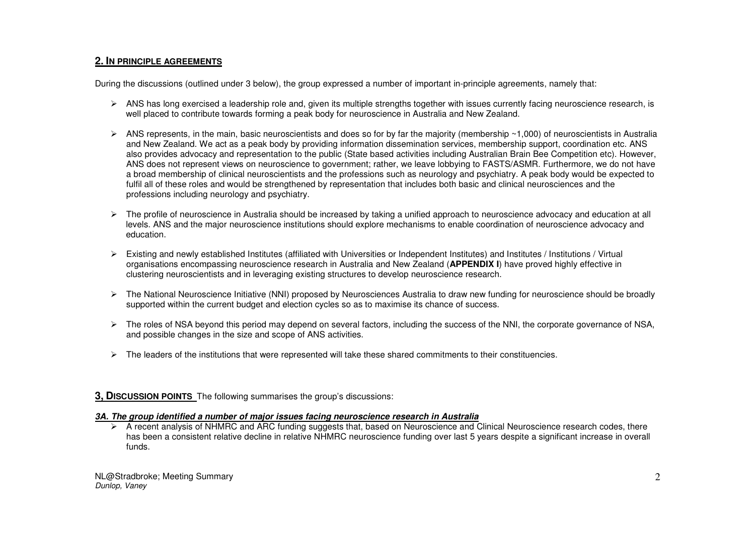## 2. In principle agreements

During the discussions (outlined under 3 below), the group expressed a number of important in-principle agreements, namely that:

- ANS has long exercised a leadership role and, given its multiple strengths together with issues currently facing neuroscience research, is well placed to contribute towards forming a peak body for neuroscience in Australia and New Zealand.
- ANS represents, in the main, basic neuroscientists and does so for by far the majority (membership ~1,000) of neuroscientists in Australia and New Zealand. We act as a peak body by providing information dissemination services, membership support, coordination etc. ANS also provides advocacy and representation to the public (State based activities including Australian Brain Bee Competition etc). However, ANS does not represent views on neuroscience to government; rather, we leave lobbying to FASTS/ASMR. Furthermore, we do not have a broad membership of clinical neuroscientists and the professions such as neurology and psychiatry. A peak body would be expected to fulfil all of these roles and would be strengthened by representation that includes both basic and clinical neurosciences and the professions including neurology and psychiatry.
- The profile of neuroscience in Australia should be increased by taking a unified approach to neuroscience advocacy and education at all levels. ANS and the major neuroscience institutions should explore mechanisms to enable coordination of neuroscience advocacy and education.
- Existing and newly established Institutes (affiliated with Universities or Independent Institutes) and Institutes / Institutions / Virtual organisations encompassing neuroscience research in Australia and New Zealand (**APPENDIX I**) have proved highly effective in clustering neuroscientists and in leveraging existing structures to develop neuroscience research.
- The National Neuroscience Initiative (NNI) proposed by Neurosciences Australia to draw new funding for neuroscience should be broadly supported within the current budget and election cycles so as to maximise its chance of success.
- The roles of NSA beyond this period may depend on several factors, including the success of the NNI, the corporate governance of NSA, and possible changes in the size and scope of ANS activities.
- The leaders of the institutions that were represented will take these shared commitments to their constituencies.

## 3, Discussion points

The following summarises the group's discussions:

### *3A. The group identified a number of major issues facing neuroscience research in Australia*

- A recent analysis of NHMRC and ARC funding suggests that, based on Neuroscience and Clinical Neuroscience research codes, there has been a consistent relative decline in relative NHMRC neuroscience funding over last 5 years despite a significant increase in overall funds.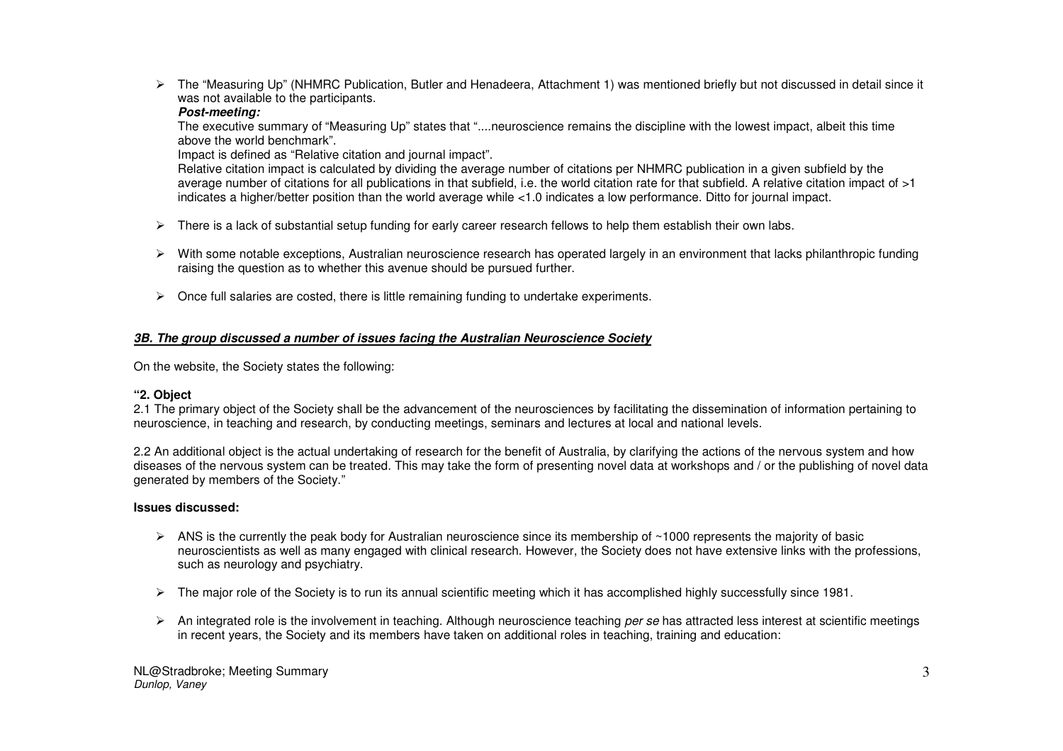- The "Measuring Up" (NHMRC Publication, Butler and Henadeera, Attachment 1) was mentioned briefly but not discussed in detail since it was not available to the participants.

  ***Post-meeting:***

  The executive summary of "Measuring Up" states that "....neuroscience remains the discipline with the lowest impact, albeit this time above the world benchmark".

  Impact is defined as "Relative citation and journal impact".

  Relative citation impact is calculated by dividing the average number of citations per NHMRC publication in a given subfield by the average number of citations for all publications in that subfield, i.e. the world citation rate for that subfield. A relative citation impact of >1 indicates a higher/better position than the world average while <1.0 indicates a low performance. Ditto for journal impact.

- There is a lack of substantial setup funding for early career research fellows to help them establish their own labs.

- With some notable exceptions, Australian neuroscience research has operated largely in an environment that lacks philanthropic funding raising the question as to whether this avenue should be pursued further.

- Once full salaries are costed, there is little remaining funding to undertake experiments.

***3B. The group discussed a number of issues facing the Australian Neuroscience Society***

On the website, the Society states the following:

**"2. Object**

2.1 The primary object of the Society shall be the advancement of the neurosciences by facilitating the dissemination of information pertaining to neuroscience, in teaching and research, by conducting meetings, seminars and lectures at local and national levels.

2.2 An additional object is the actual undertaking of research for the benefit of Australia, by clarifying the actions of the nervous system and how diseases of the nervous system can be treated. This may take the form of presenting novel data at workshops and / or the publishing of novel data generated by members of the Society."

**Issues discussed:**

- ANS is the currently the peak body for Australian neuroscience since its membership of ~1000 represents the majority of basic neuroscientists as well as many engaged with clinical research. However, the Society does not have extensive links with the professions, such as neurology and psychiatry.

- The major role of the Society is to run its annual scientific meeting which it has accomplished highly successfully since 1981.

- An integrated role is the involvement in teaching. Although neuroscience teaching *per se* has attracted less interest at scientific meetings in recent years, the Society and its members have taken on additional roles in teaching, training and education: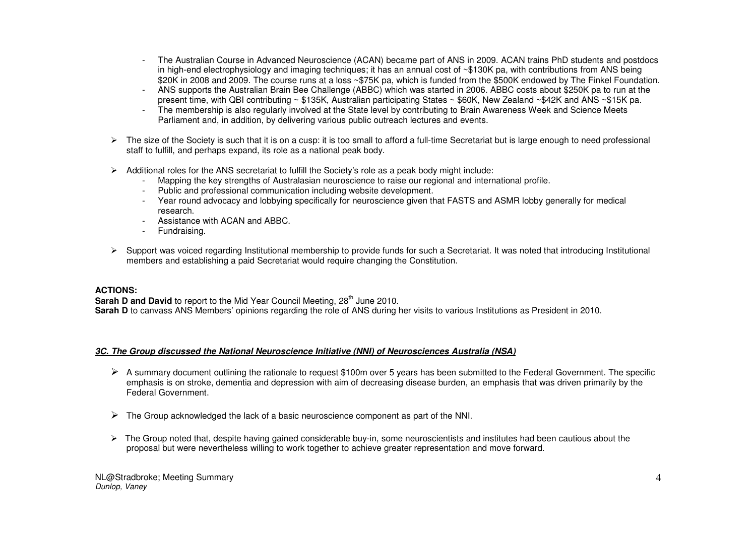- The Australian Course in Advanced Neuroscience (ACAN) became part of ANS in 2009. ACAN trains PhD students and postdocs in high-end electrophysiology and imaging techniques; it has an annual cost of ~$130K pa, with contributions from ANS being $20K in 2008 and 2009. The course runs at a loss ~$75K pa, which is funded from the $500K endowed by The Finkel Foundation.
- ANS supports the Australian Brain Bee Challenge (ABBC) which was started in 2006. ABBC costs about $250K pa to run at the present time, with QBI contributing ~ $135K, Australian participating States ~ $60K, New Zealand ~$42K and ANS ~$15K pa.
- The membership is also regularly involved at the State level by contributing to Brain Awareness Week and Science Meets Parliament and, in addition, by delivering various public outreach lectures and events.

➢ The size of the Society is such that it is on a cusp: it is too small to afford a full-time Secretariat but is large enough to need professional staff to fulfill, and perhaps expand, its role as a national peak body.

➢ Additional roles for the ANS secretariat to fulfill the Society's role as a peak body might include:
  - Mapping the key strengths of Australasian neuroscience to raise our regional and international profile.
  - Public and professional communication including website development.
  - Year round advocacy and lobbying specifically for neuroscience given that FASTS and ASMR lobby generally for medical research.
  - Assistance with ACAN and ABBC.
  - Fundraising.

➢ Support was voiced regarding Institutional membership to provide funds for such a Secretariat. It was noted that introducing Institutional members and establishing a paid Secretariat would require changing the Constitution.

**ACTIONS:**
**Sarah D and David** to report to the Mid Year Council Meeting, 28th June 2010.
**Sarah D** to canvass ANS Members' opinions regarding the role of ANS during her visits to various Institutions as President in 2010.

***3C. The Group discussed the National Neuroscience Initiative (NNI) of Neurosciences Australia (NSA)***

➢ A summary document outlining the rationale to request $100m over 5 years has been submitted to the Federal Government. The specific emphasis is on stroke, dementia and depression with aim of decreasing disease burden, an emphasis that was driven primarily by the Federal Government.

➢ The Group acknowledged the lack of a basic neuroscience component as part of the NNI.

➢ The Group noted that, despite having gained considerable buy-in, some neuroscientists and institutes had been cautious about the proposal but were nevertheless willing to work together to achieve greater representation and move forward.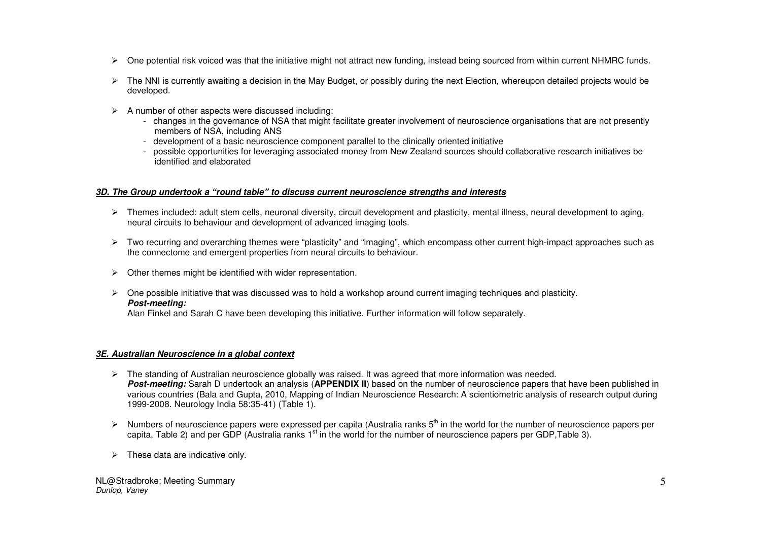- One potential risk voiced was that the initiative might not attract new funding, instead being sourced from within current NHMRC funds.

- The NNI is currently awaiting a decision in the May Budget, or possibly during the next Election, whereupon detailed projects would be developed.

- A number of other aspects were discussed including:
  - changes in the governance of NSA that might facilitate greater involvement of neuroscience organisations that are not presently members of NSA, including ANS
  - development of a basic neuroscience component parallel to the clinically oriented initiative
  - possible opportunities for leveraging associated money from New Zealand sources should collaborative research initiatives be identified and elaborated

### ***3D. The Group undertook a "round table" to discuss current neuroscience strengths and interests***

- Themes included: adult stem cells, neuronal diversity, circuit development and plasticity, mental illness, neural development to aging, neural circuits to behaviour and development of advanced imaging tools.

- Two recurring and overarching themes were "plasticity" and "imaging", which encompass other current high-impact approaches such as the connectome and emergent properties from neural circuits to behaviour.

- Other themes might be identified with wider representation.

- One possible initiative that was discussed was to hold a workshop around current imaging techniques and plasticity.
  ***Post-meeting:***
  Alan Finkel and Sarah C have been developing this initiative. Further information will follow separately.

### ***3E. Australian Neuroscience in a global context***

- The standing of Australian neuroscience globally was raised. It was agreed that more information was needed.
  ***Post-meeting:*** Sarah D undertook an analysis (**APPENDIX II**) based on the number of neuroscience papers that have been published in various countries (Bala and Gupta, 2010, Mapping of Indian Neuroscience Research: A scientiometric analysis of research output during 1999-2008. Neurology India 58:35-41) (Table 1).

- Numbers of neuroscience papers were expressed per capita (Australia ranks 5th in the world for the number of neuroscience papers per capita, Table 2) and per GDP (Australia ranks 1st in the world for the number of neuroscience papers per GDP, Table 3).

- These data are indicative only.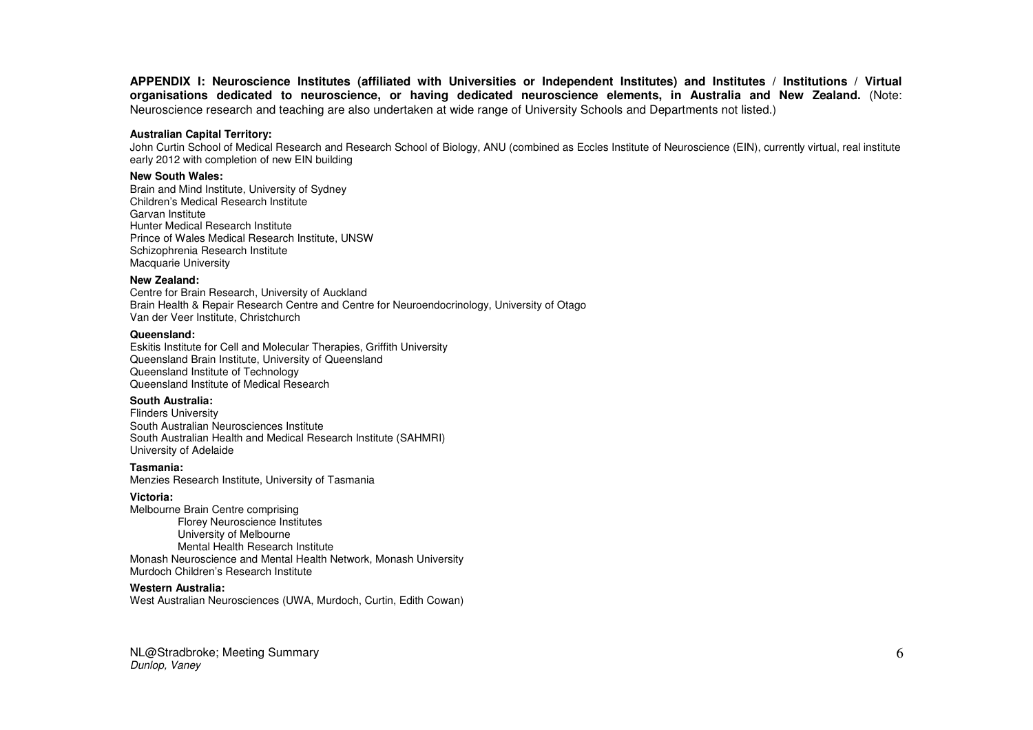**APPENDIX I: Neuroscience Institutes (affiliated with Universities or Independent Institutes) and Institutes / Institutions / Virtual organisations dedicated to neuroscience, or having dedicated neuroscience elements, in Australia and New Zealand.** (Note: Neuroscience research and teaching are also undertaken at wide range of University Schools and Departments not listed.)

**Australian Capital Territory:**

John Curtin School of Medical Research and Research School of Biology, ANU (combined as Eccles Institute of Neuroscience (EIN), currently virtual, real institute early 2012 with completion of new EIN building

**New South Wales:**

Brain and Mind Institute, University of Sydney
Children's Medical Research Institute
Garvan Institute
Hunter Medical Research Institute
Prince of Wales Medical Research Institute, UNSW
Schizophrenia Research Institute
Macquarie University

**New Zealand:**

Centre for Brain Research, University of Auckland
Brain Health & Repair Research Centre and Centre for Neuroendocrinology, University of Otago
Van der Veer Institute, Christchurch

**Queensland:**

Eskitis Institute for Cell and Molecular Therapies, Griffith University
Queensland Brain Institute, University of Queensland
Queensland Institute of Technology
Queensland Institute of Medical Research

**South Australia:**

Flinders University
South Australian Neurosciences Institute
South Australian Health and Medical Research Institute (SAHMRI)
University of Adelaide

**Tasmania:**

Menzies Research Institute, University of Tasmania

**Victoria:**

Melbourne Brain Centre comprising

- Florey Neuroscience Institutes
- University of Melbourne
- Mental Health Research Institute

Monash Neuroscience and Mental Health Network, Monash University
Murdoch Children's Research Institute

**Western Australia:**

West Australian Neurosciences (UWA, Murdoch, Curtin, Edith Cowan)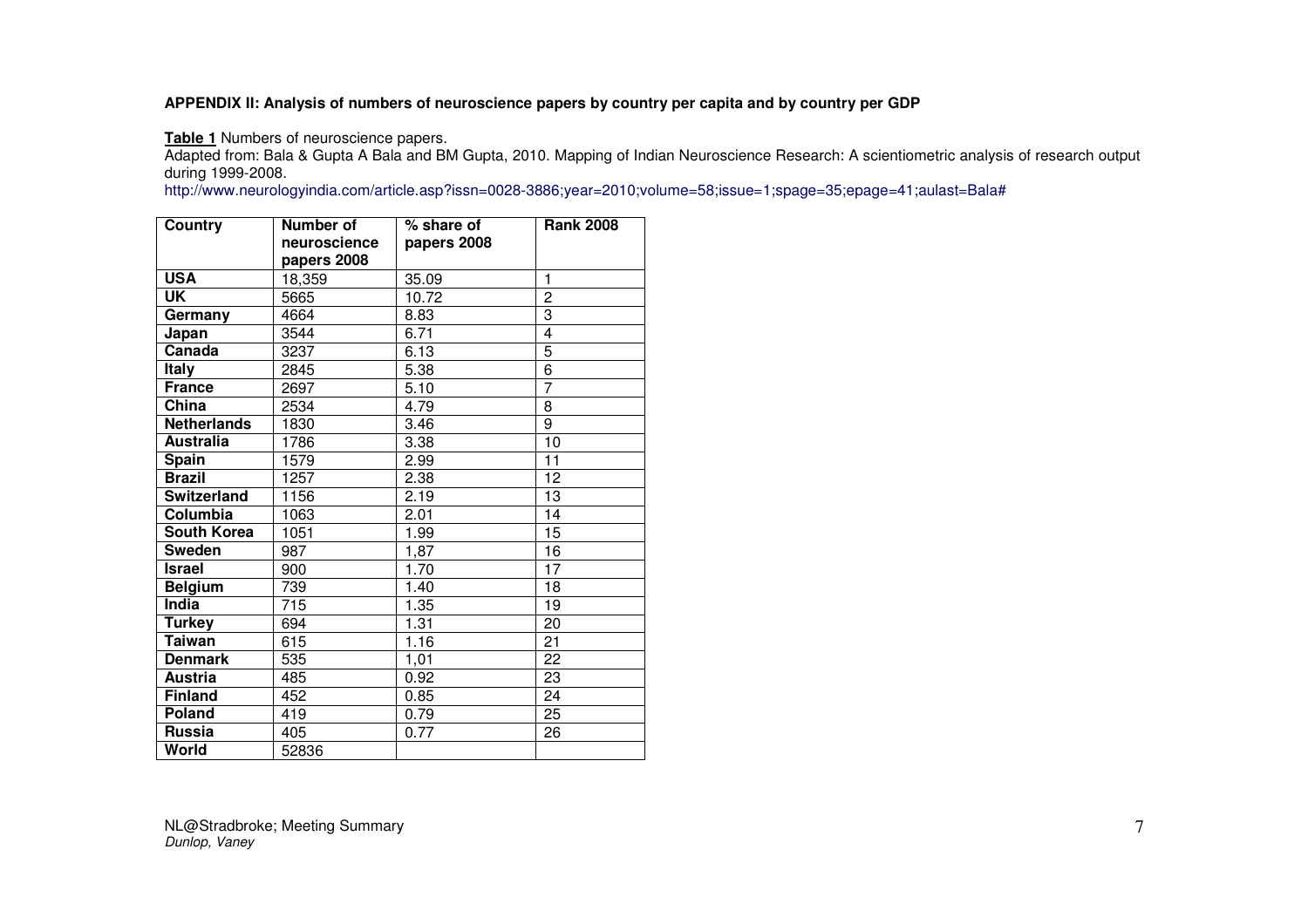**APPENDIX II: Analysis of numbers of neuroscience papers by country per capita and by country per GDP**

**Table 1** Numbers of neuroscience papers.
Adapted from: Bala & Gupta A Bala and BM Gupta, 2010. Mapping of Indian Neuroscience Research: A scientiometric analysis of research output during 1999-2008.
http://www.neurologyindia.com/article.asp?issn=0028-3886;year=2010;volume=58;issue=1;spage=35;epage=41;aulast=Bala#

| Country | Number of neuroscience papers 2008 | % share of papers 2008 | Rank 2008 |
|---|---|---|---|
| **USA** | 18,359 | 35.09 | 1 |
| **UK** | 5665 | 10.72 | 2 |
| **Germany** | 4664 | 8.83 | 3 |
| **Japan** | 3544 | 6.71 | 4 |
| **Canada** | 3237 | 6.13 | 5 |
| **Italy** | 2845 | 5.38 | 6 |
| **France** | 2697 | 5.10 | 7 |
| **China** | 2534 | 4.79 | 8 |
| **Netherlands** | 1830 | 3.46 | 9 |
| **Australia** | 1786 | 3.38 | 10 |
| **Spain** | 1579 | 2.99 | 11 |
| **Brazil** | 1257 | 2.38 | 12 |
| **Switzerland** | 1156 | 2.19 | 13 |
| **Columbia** | 1063 | 2.01 | 14 |
| **South Korea** | 1051 | 1.99 | 15 |
| **Sweden** | 987 | 1,87 | 16 |
| **Israel** | 900 | 1.70 | 17 |
| **Belgium** | 739 | 1.40 | 18 |
| **India** | 715 | 1.35 | 19 |
| **Turkey** | 694 | 1.31 | 20 |
| **Taiwan** | 615 | 1.16 | 21 |
| **Denmark** | 535 | 1,01 | 22 |
| **Austria** | 485 | 0.92 | 23 |
| **Finland** | 452 | 0.85 | 24 |
| **Poland** | 419 | 0.79 | 25 |
| **Russia** | 405 | 0.77 | 26 |
| **World** | 52836 | | |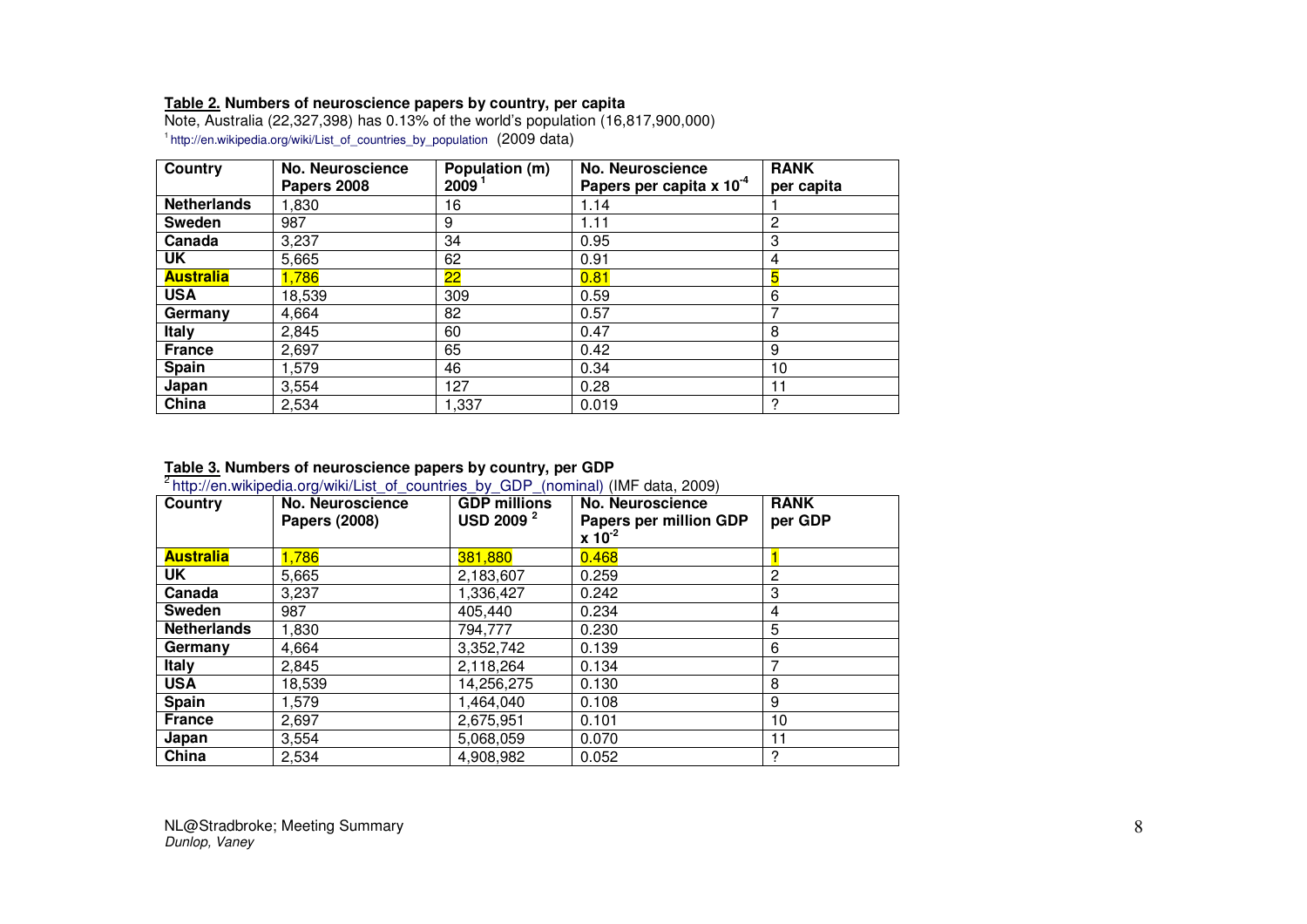**Table 2. Numbers of neuroscience papers by country, per capita**

Note, Australia (22,327,398) has 0.13% of the world's population (16,817,900,000)

[1] http://en.wikipedia.org/wiki/List_of_countries_by_population (2009 data)

| Country | No. Neuroscience Papers 2008 | Population (m) 2009 [1] | No. Neuroscience Papers per capita x $10^{-4}$ | RANK per capita |
|---|---|---|---|---|
| **Netherlands** | 1,830 | 16 | 1.14 | 1 |
| **Sweden** | 987 | 9 | 1.11 | 2 |
| **Canada** | 3,237 | 34 | 0.95 | 3 |
| **UK** | 5,665 | 62 | 0.91 | 4 |
| **Australia** | 1,786 | 22 | 0.81 | 5 |
| **USA** | 18,539 | 309 | 0.59 | 6 |
| **Germany** | 4,664 | 82 | 0.57 | 7 |
| **Italy** | 2,845 | 60 | 0.47 | 8 |
| **France** | 2,697 | 65 | 0.42 | 9 |
| **Spain** | 1,579 | 46 | 0.34 | 10 |
| **Japan** | 3,554 | 127 | 0.28 | 11 |
| **China** | 2,534 | 1,337 | 0.019 | ? |

**Table 3. Numbers of neuroscience papers by country, per GDP**

[2] http://en.wikipedia.org/wiki/List_of_countries_by_GDP_(nominal) (IMF data, 2009)

| Country | No. Neuroscience Papers (2008) | GDP millions USD 2009 [2] | No. Neuroscience Papers per million GDP x $10^{-2}$ | RANK per GDP |
|---|---|---|---|---|
| **Australia** | 1,786 | 381,880 | 0.468 | 1 |
| **UK** | 5,665 | 2,183,607 | 0.259 | 2 |
| **Canada** | 3,237 | 1,336,427 | 0.242 | 3 |
| **Sweden** | 987 | 405,440 | 0.234 | 4 |
| **Netherlands** | 1,830 | 794,777 | 0.230 | 5 |
| **Germany** | 4,664 | 3,352,742 | 0.139 | 6 |
| **Italy** | 2,845 | 2,118,264 | 0.134 | 7 |
| **USA** | 18,539 | 14,256,275 | 0.130 | 8 |
| **Spain** | 1,579 | 1,464,040 | 0.108 | 9 |
| **France** | 2,697 | 2,675,951 | 0.101 | 10 |
| **Japan** | 3,554 | 5,068,059 | 0.070 | 11 |
| **China** | 2,534 | 4,908,982 | 0.052 | ? |